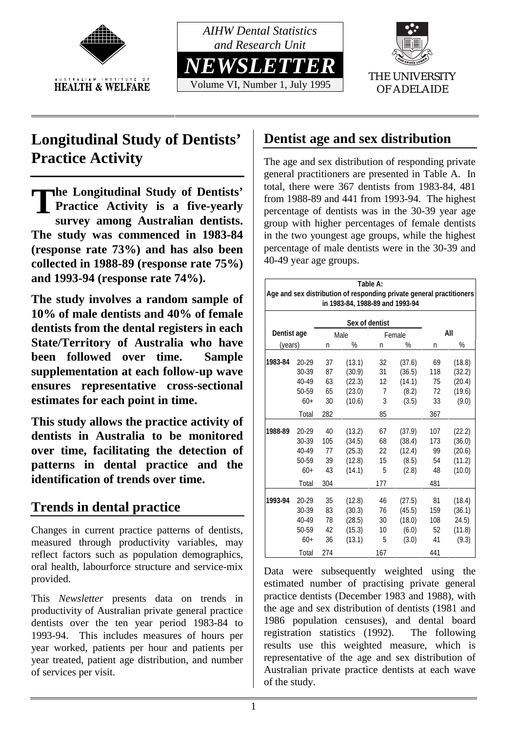AIHW Dental Statistics and Research Unit

# NEWSLETTER

Volume VI, Number 1, July 1995

AUSTRALIAN INSTITUTE OF HEALTH & WELFARE

THE UNIVERSITY OF ADELAIDE

## Longitudinal Study of Dentists' Practice Activity

**The Longitudinal Study of Dentists' Practice Activity is a five-yearly survey among Australian dentists. The study was commenced in 1983-84 (response rate 73%) and has also been collected in 1988-89 (response rate 75%) and 1993-94 (response rate 74%).**

**The study involves a random sample of 10% of male dentists and 40% of female dentists from the dental registers in each State/Territory of Australia who have been followed over time. Sample supplementation at each follow-up wave ensures representative cross-sectional estimates for each point in time.**

**This study allows the practice activity of dentists in Australia to be monitored over time, facilitating the detection of patterns in dental practice and the identification of trends over time.**

## Trends in dental practice

Changes in current practice patterns of dentists, measured through productivity variables, may reflect factors such as population demographics, oral health, labourforce structure and service-mix provided.

This *Newsletter* presents data on trends in productivity of Australian private general practice dentists over the ten year period 1983-84 to 1993-94. This includes measures of hours per year worked, patients per hour and patients per year treated, patient age distribution, and number of services per visit.

## Dentist age and sex distribution

The age and sex distribution of responding private general practitioners are presented in Table A. In total, there were 367 dentists from 1983-84, 481 from 1988-89 and 441 from 1993-94. The highest percentage of dentists was in the 30-39 year age group with higher percentages of female dentists in the two youngest age groups, while the highest percentage of male dentists were in the 30-39 and 40-49 year age groups.

**Table A: Age and sex distribution of responding private general practitioners in 1983-84, 1988-89 and 1993-94**

| Dentist age | | Sex of dentist | | | | All | |
|---|---|---|---|---|---|---|---|
| | | Male | | Female | | | |
| (years) | | n | % | n | % | n | % |
| **1983-84** | 20-29 | 37 | (13.1) | 32 | (37.6) | 69 | (18.8) |
| | 30-39 | 87 | (30.9) | 31 | (36.5) | 118 | (32.2) |
| | 40-49 | 63 | (22.3) | 12 | (14.1) | 75 | (20.4) |
| | 50-59 | 65 | (23.0) | 7 | (8.2) | 72 | (19.6) |
| | 60+ | 30 | (10.6) | 3 | (3.5) | 33 | (9.0) |
| | Total | 282 | | 85 | | 367 | |
| **1988-89** | 20-29 | 40 | (13.2) | 67 | (37.9) | 107 | (22.2) |
| | 30-39 | 105 | (34.5) | 68 | (38.4) | 173 | (36.0) |
| | 40-49 | 77 | (25.3) | 22 | (12.4) | 99 | (20.6) |
| | 50-59 | 39 | (12.8) | 15 | (8.5) | 54 | (11.2) |
| | 60+ | 43 | (14.1) | 5 | (2.8) | 48 | (10.0) |
| | Total | 304 | | 177 | | 481 | |
| **1993-94** | 20-29 | 35 | (12.8) | 46 | (27.5) | 81 | (18.4) |
| | 30-39 | 83 | (30.3) | 76 | (45.5) | 159 | (36.1) |
| | 40-49 | 78 | (28.5) | 30 | (18.0) | 108 | 24.5) |
| | 50-59 | 42 | (15.3) | 10 | (6.0) | 52 | (11.8) |
| | 60+ | 36 | (13.1) | 5 | (3.0) | 41 | (9.3) |
| | Total | 274 | | 167 | | 441 | |

Data were subsequently weighted using the estimated number of practising private general practice dentists (December 1983 and 1988), with the age and sex distribution of dentists (1981 and 1986 population censuses), and dental board registration statistics (1992). The following results use this weighted measure, which is representative of the age and sex distribution of Australian private practice dentists at each wave of the study.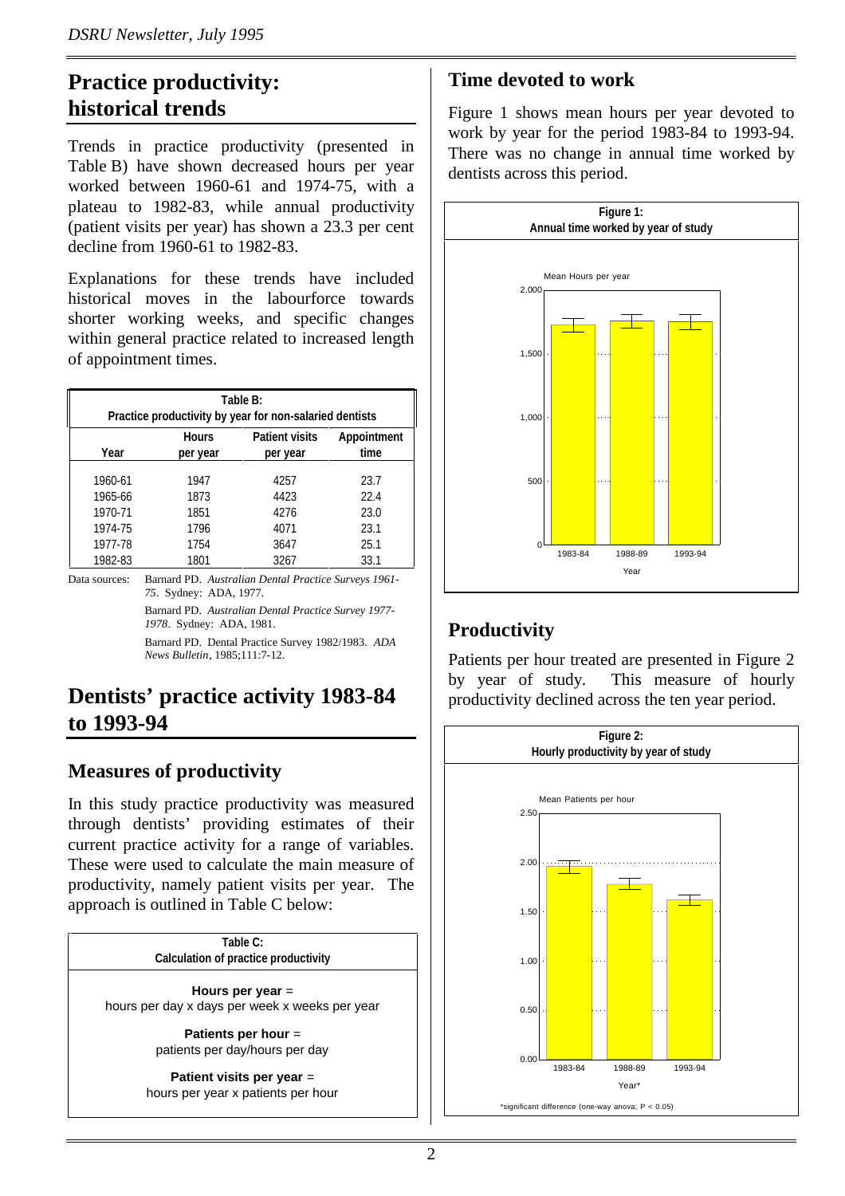## Practice productivity: historical trends

Trends in practice productivity (presented in Table B) have shown decreased hours per year worked between 1960-61 and 1974-75, with a plateau to 1982-83, while annual productivity (patient visits per year) has shown a 23.3 per cent decline from 1960-61 to 1982-83.

Explanations for these trends have included historical moves in the labourforce towards shorter working weeks, and specific changes within general practice related to increased length of appointment times.

**Table B: Practice productivity by year for non-salaried dentists**

| Year | Hours per year | Patient visits per year | Appointment time |
|---|---|---|---|
| 1960-61 | 1947 | 4257 | 23.7 |
| 1965-66 | 1873 | 4423 | 22.4 |
| 1970-71 | 1851 | 4276 | 23.0 |
| 1974-75 | 1796 | 4071 | 23.1 |
| 1977-78 | 1754 | 3647 | 25.1 |
| 1982-83 | 1801 | 3267 | 33.1 |

Data sources: Barnard PD. *Australian Dental Practice Surveys 1961-75*. Sydney: ADA, 1977.

Barnard PD. *Australian Dental Practice Survey 1977-1978*. Sydney: ADA, 1981.

Barnard PD. Dental Practice Survey 1982/1983. *ADA News Bulletin*, 1985;111:7-12.

## Dentists' practice activity 1983-84 to 1993-94

### Measures of productivity

In this study practice productivity was measured through dentists' providing estimates of their current practice activity for a range of variables. These were used to calculate the main measure of productivity, namely patient visits per year. The approach is outlined in Table C below:

**Table C: Calculation of practice productivity**

**Hours per year** = hours per day x days per week x weeks per year

**Patients per hour** = patients per day/hours per day

**Patient visits per year** = hours per year x patients per hour

### Time devoted to work

Figure 1 shows mean hours per year devoted to work by year for the period 1983-84 to 1993-94. There was no change in annual time worked by dentists across this period.

**Figure 1: Annual time worked by year of study**

### Productivity

Patients per hour treated are presented in Figure 2 by year of study. This measure of hourly productivity declined across the ten year period.

**Figure 2: Hourly productivity by year of study**

*significant difference (one-way anova; $P < 0.05$)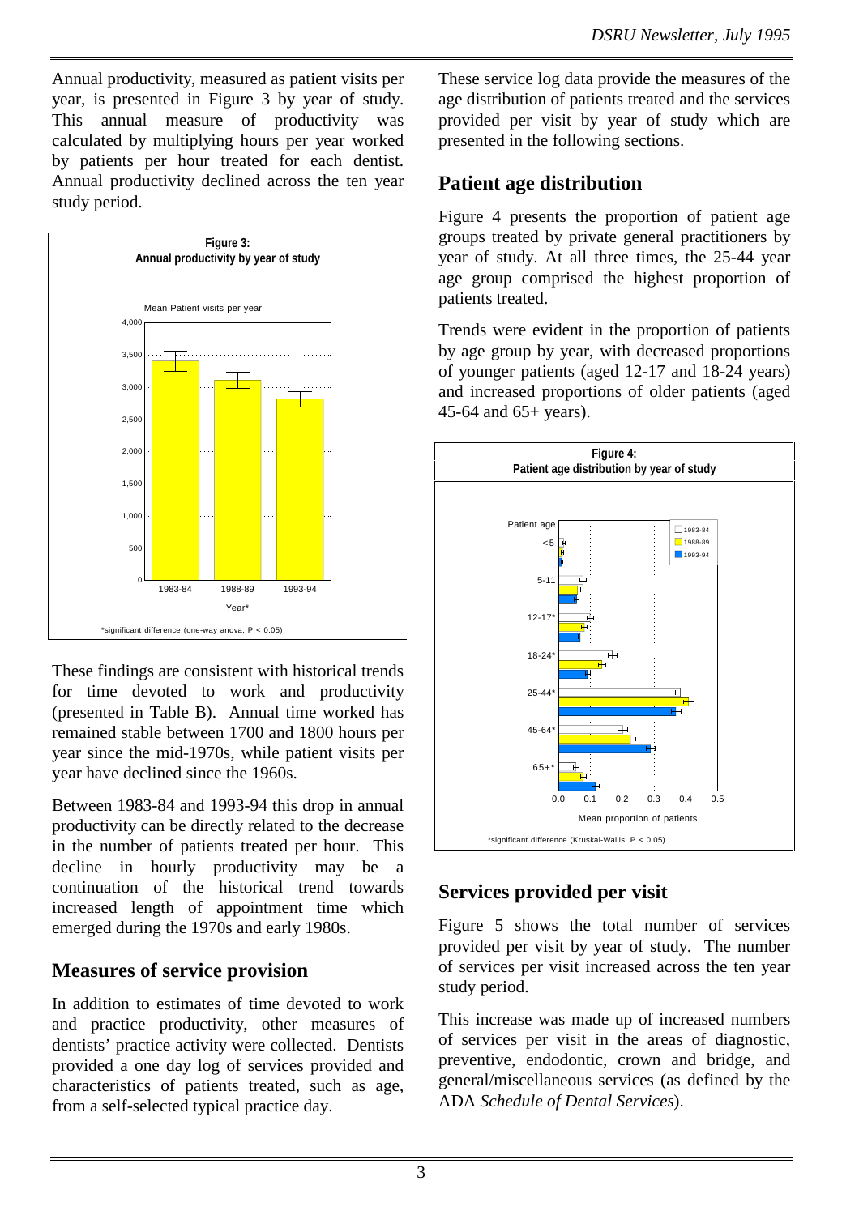Annual productivity, measured as patient visits per year, is presented in Figure 3 by year of study. This annual measure of productivity was calculated by multiplying hours per year worked by patients per hour treated for each dentist. Annual productivity declined across the ten year study period.

**Figure 3:**
**Annual productivity by year of study**

*significant difference (one-way anova; $P < 0.05$)

These findings are consistent with historical trends for time devoted to work and productivity (presented in Table B). Annual time worked has remained stable between 1700 and 1800 hours per year since the mid-1970s, while patient visits per year have declined since the 1960s.

Between 1983-84 and 1993-94 this drop in annual productivity can be directly related to the decrease in the number of patients treated per hour. This decline in hourly productivity may be a continuation of the historical trend towards increased length of appointment time which emerged during the 1970s and early 1980s.

## Measures of service provision

In addition to estimates of time devoted to work and practice productivity, other measures of dentists' practice activity were collected. Dentists provided a one day log of services provided and characteristics of patients treated, such as age, from a self-selected typical practice day.

These service log data provide the measures of the age distribution of patients treated and the services provided per visit by year of study which are presented in the following sections.

## Patient age distribution

Figure 4 presents the proportion of patient age groups treated by private general practitioners by year of study. At all three times, the 25-44 year age group comprised the highest proportion of patients treated.

Trends were evident in the proportion of patients by age group by year, with decreased proportions of younger patients (aged 12-17 and 18-24 years) and increased proportions of older patients (aged 45-64 and 65+ years).

**Figure 4:**
**Patient age distribution by year of study**

*significant difference (Kruskal-Wallis; $P < 0.05$)

## Services provided per visit

Figure 5 shows the total number of services provided per visit by year of study. The number of services per visit increased across the ten year study period.

This increase was made up of increased numbers of services per visit in the areas of diagnostic, preventive, endodontic, crown and bridge, and general/miscellaneous services (as defined by the ADA *Schedule of Dental Services*).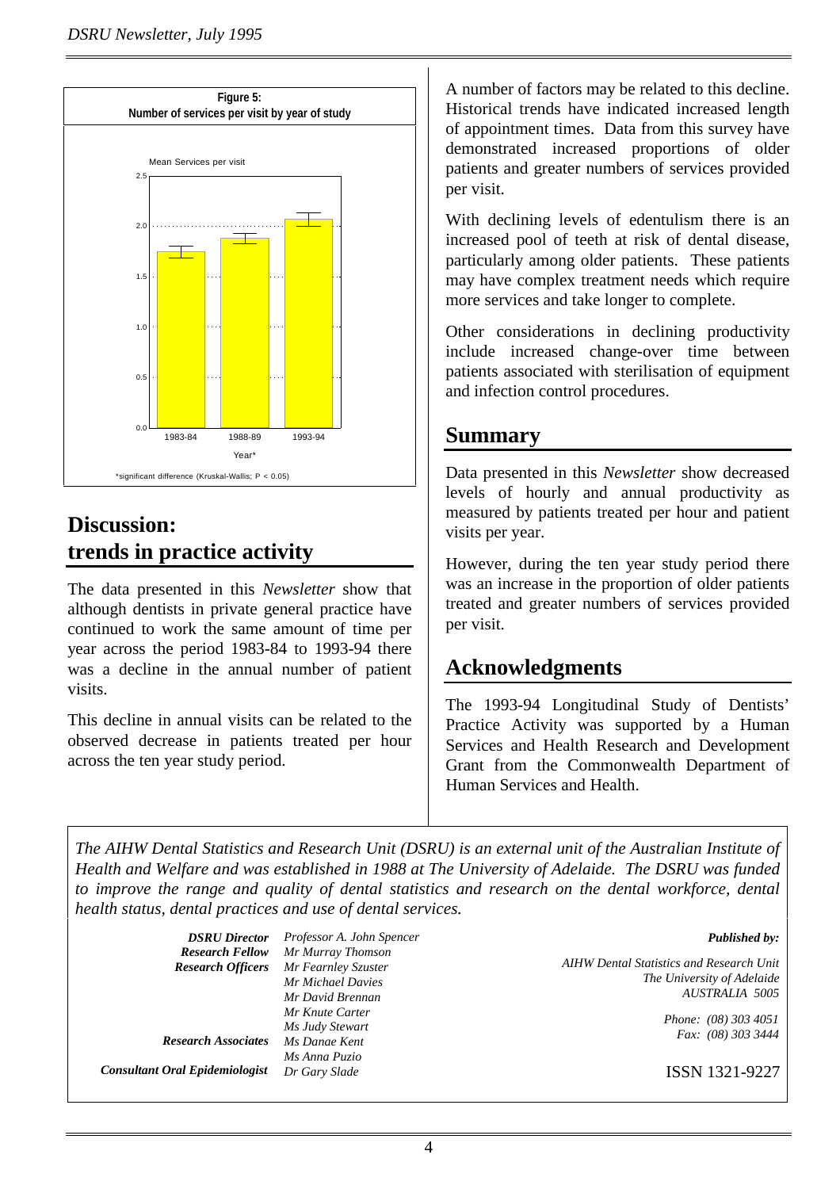**Figure 5:**
**Number of services per visit by year of study**

Mean Services per visit

2.5

2.0

1.5

1.0

0.5

0.0

1983-84

1988-89

1993-94

Year*

*significant difference (Kruskal-Wallis; $P < 0.05$)

## Discussion: trends in practice activity

The data presented in this *Newsletter* show that although dentists in private general practice have continued to work the same amount of time per year across the period 1983-84 to 1993-94 there was a decline in the annual number of patient visits.

This decline in annual visits can be related to the observed decrease in patients treated per hour across the ten year study period.

A number of factors may be related to this decline. Historical trends have indicated increased length of appointment times. Data from this survey have demonstrated increased proportions of older patients and greater numbers of services provided per visit.

With declining levels of edentulism there is an increased pool of teeth at risk of dental disease, particularly among older patients. These patients may have complex treatment needs which require more services and take longer to complete.

Other considerations in declining productivity include increased change-over time between patients associated with sterilisation of equipment and infection control procedures.

## Summary

Data presented in this *Newsletter* show decreased levels of hourly and annual productivity as measured by patients treated per hour and patient visits per year.

However, during the ten year study period there was an increase in the proportion of older patients treated and greater numbers of services provided per visit.

## Acknowledgments

The 1993-94 Longitudinal Study of Dentists' Practice Activity was supported by a Human Services and Health Research and Development Grant from the Commonwealth Department of Human Services and Health.

*The AIHW Dental Statistics and Research Unit (DSRU) is an external unit of the Australian Institute of Health and Welfare and was established in 1988 at The University of Adelaide. The DSRU was funded to improve the range and quality of dental statistics and research on the dental workforce, dental health status, dental practices and use of dental services.*

***DSRU Director*** *Professor A. John Spencer*
***Research Fellow*** *Mr Murray Thomson*
***Research Officers*** *Mr Fearnley Szuster*
*Mr Michael Davies*
*Mr David Brennan*
*Mr Knute Carter*
*Ms Judy Stewart*
***Research Associates*** *Ms Danae Kent*
*Ms Anna Puzio*
***Consultant Oral Epidemiologist*** *Dr Gary Slade*

***Published by:***

*AIHW Dental Statistics and Research Unit*
*The University of Adelaide*
*AUSTRALIA 5005*

*Phone: (08) 303 4051*
*Fax: (08) 303 3444*

ISSN 1321-9227